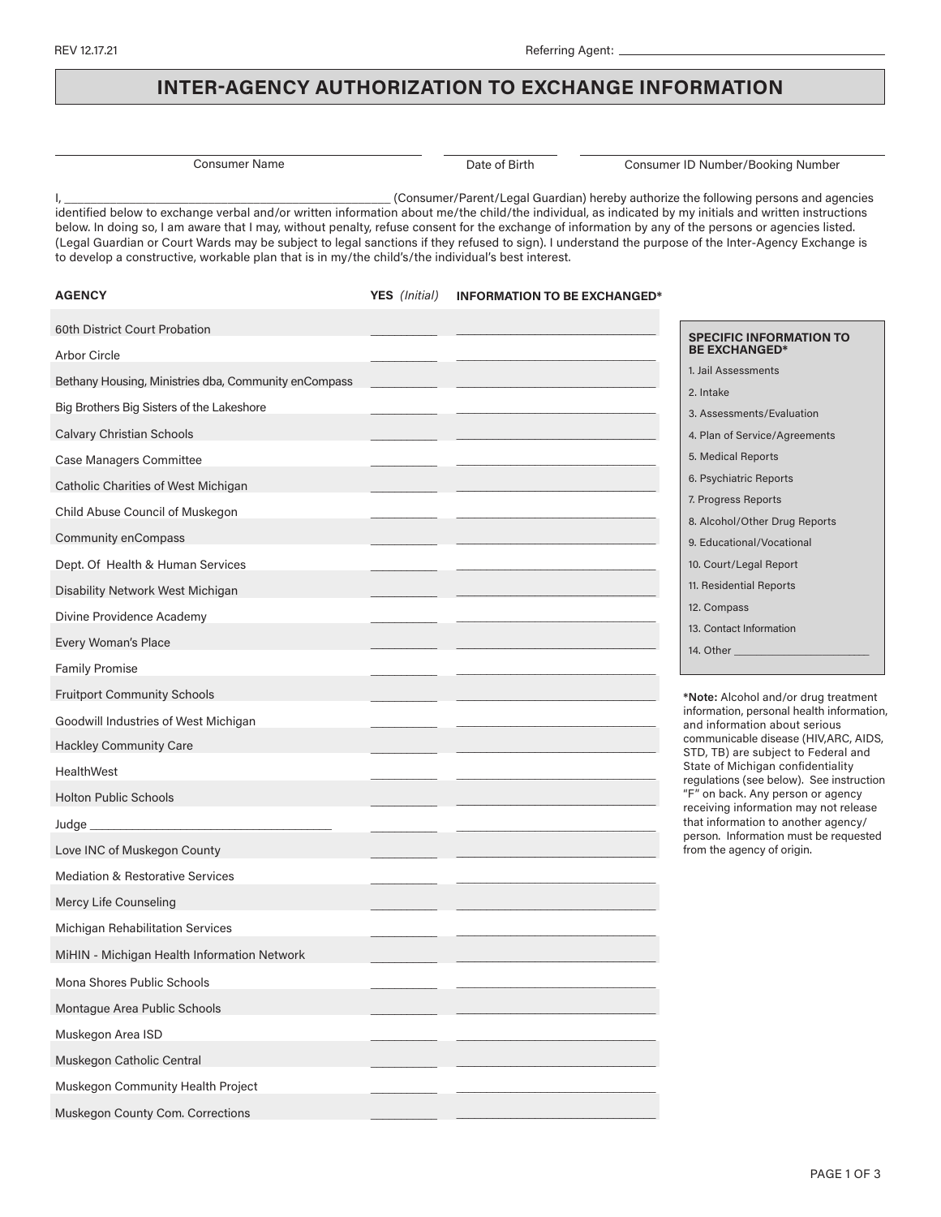REV 12.17.21

Referring Agent: ____________________

# INTER-AGENCY AUTHORIZATION TO EXCHANGE INFORMATION

| Consumer Name | Date of Birth | Consumer ID Number/Booking Number |
|---|---|---|
| | | |

I, ________________________________________ (Consumer/Parent/Legal Guardian) hereby authorize the following persons and agencies identified below to exchange verbal and/or written information about me/the child/the individual, as indicated by my initials and written instructions below. In doing so, I am aware that I may, without penalty, refuse consent for the exchange of information by any of the persons or agencies listed. (Legal Guardian or Court Wards may be subject to legal sanctions if they refused to sign). I understand the purpose of the Inter-Agency Exchange is to develop a constructive, workable plan that is in my/the child's/the individual's best interest.

| AGENCY | YES *(Initial)* | INFORMATION TO BE EXCHANGED* |
|---|---|---|
| 60th District Court Probation | | |
| Arbor Circle | | |
| Bethany Housing, Ministries dba, Community enCompass | | |
| Big Brothers Big Sisters of the Lakeshore | | |
| Calvary Christian Schools | | |
| Case Managers Committee | | |
| Catholic Charities of West Michigan | | |
| Child Abuse Council of Muskegon | | |
| Community enCompass | | |
| Dept. Of Health & Human Services | | |
| Disability Network West Michigan | | |
| Divine Providence Academy | | |
| Every Woman's Place | | |
| Family Promise | | |
| Fruitport Community Schools | | |
| Goodwill Industries of West Michigan | | |
| Hackley Community Care | | |
| HealthWest | | |
| Holton Public Schools | | |
| Judge ____________________ | | |
| Love INC of Muskegon County | | |
| Mediation & Restorative Services | | |
| Mercy Life Counseling | | |
| Michigan Rehabilitation Services | | |
| MiHIN - Michigan Health Information Network | | |
| Mona Shores Public Schools | | |
| Montague Area Public Schools | | |
| Muskegon Area ISD | | |
| Muskegon Catholic Central | | |
| Muskegon Community Health Project | | |
| Muskegon County Com. Corrections | | |

**SPECIFIC INFORMATION TO BE EXCHANGED***

1. Jail Assessments
2. Intake
3. Assessments/Evaluation
4. Plan of Service/Agreements
5. Medical Reports
6. Psychiatric Reports
7. Progress Reports
8. Alcohol/Other Drug Reports
9. Educational/Vocational
10. Court/Legal Report
11. Residential Reports
12. Compass
13. Contact Information
14. Other ____________________

***Note:** Alcohol and/or drug treatment information, personal health information, and information about serious communicable disease (HIV,ARC, AIDS, STD, TB) are subject to Federal and State of Michigan confidentiality regulations (see below). See instruction "F" on back. Any person or agency receiving information may not release that information to another agency/person. Information must be requested from the agency of origin.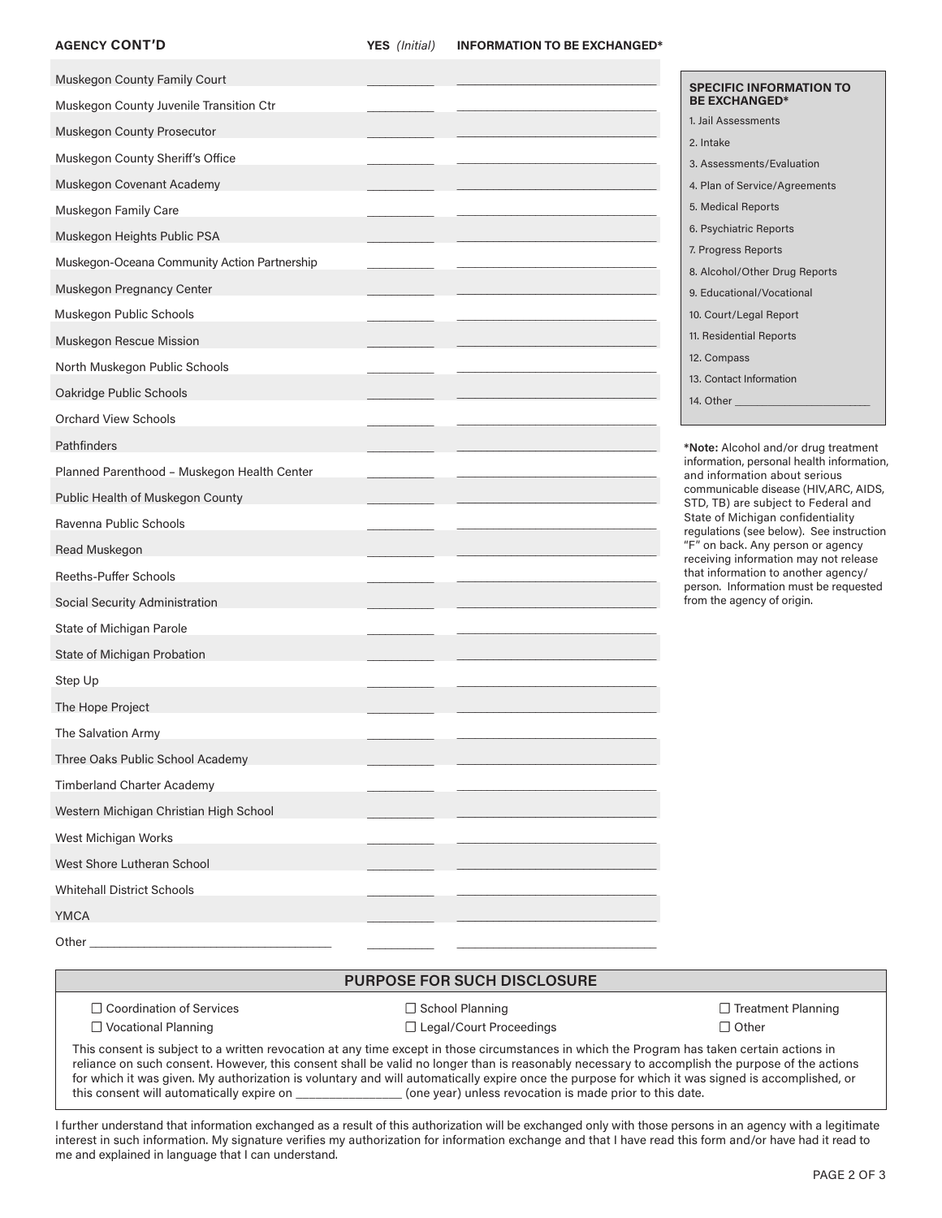| AGENCY CONT'D | YES *(Initial)* | INFORMATION TO BE EXCHANGED* |
|---|---|---|
| Muskegon County Family Court | __________ | ______________________________ |
| Muskegon County Juvenile Transition Ctr | __________ | ______________________________ |
| Muskegon County Prosecutor | __________ | ______________________________ |
| Muskegon County Sheriff's Office | __________ | ______________________________ |
| Muskegon Covenant Academy | __________ | ______________________________ |
| Muskegon Family Care | __________ | ______________________________ |
| Muskegon Heights Public PSA | __________ | ______________________________ |
| Muskegon-Oceana Community Action Partnership | __________ | ______________________________ |
| Muskegon Pregnancy Center | __________ | ______________________________ |
| Muskegon Public Schools | __________ | ______________________________ |
| Muskegon Rescue Mission | __________ | ______________________________ |
| North Muskegon Public Schools | __________ | ______________________________ |
| Oakridge Public Schools | __________ | ______________________________ |
| Orchard View Schools | __________ | ______________________________ |
| Pathfinders | __________ | ______________________________ |
| Planned Parenthood – Muskegon Health Center | __________ | ______________________________ |
| Public Health of Muskegon County | __________ | ______________________________ |
| Ravenna Public Schools | __________ | ______________________________ |
| Read Muskegon | __________ | ______________________________ |
| Reeths-Puffer Schools | __________ | ______________________________ |
| Social Security Administration | __________ | ______________________________ |
| State of Michigan Parole | __________ | ______________________________ |
| State of Michigan Probation | __________ | ______________________________ |
| Step Up | __________ | ______________________________ |
| The Hope Project | __________ | ______________________________ |
| The Salvation Army | __________ | ______________________________ |
| Three Oaks Public School Academy | __________ | ______________________________ |
| Timberland Charter Academy | __________ | ______________________________ |
| Western Michigan Christian High School | __________ | ______________________________ |
| West Michigan Works | __________ | ______________________________ |
| West Shore Lutheran School | __________ | ______________________________ |
| Whitehall District Schools | __________ | ______________________________ |
| YMCA | __________ | ______________________________ |
| Other ____________________________________ | __________ | ______________________________ |

**SPECIFIC INFORMATION TO BE EXCHANGED***

1. Jail Assessments
2. Intake
3. Assessments/Evaluation
4. Plan of Service/Agreements
5. Medical Reports
6. Psychiatric Reports
7. Progress Reports
8. Alcohol/Other Drug Reports
9. Educational/Vocational
10. Court/Legal Report
11. Residential Reports
12. Compass
13. Contact Information
14. Other ________________________

***Note:** Alcohol and/or drug treatment information, personal health information, and information about serious communicable disease (HIV,ARC, AIDS, STD, TB) are subject to Federal and State of Michigan confidentiality regulations (see below). See instruction "F" on back. Any person or agency receiving information may not release that information to another agency/person. Information must be requested from the agency of origin.

## PURPOSE FOR SUCH DISCLOSURE

- ☐ Coordination of Services
- ☐ School Planning
- ☐ Treatment Planning
- ☐ Vocational Planning
- ☐ Legal/Court Proceedings
- ☐ Other

This consent is subject to a written revocation at any time except in those circumstances in which the Program has taken certain actions in reliance on such consent. However, this consent shall be valid no longer than is reasonably necessary to accomplish the purpose of the actions for which it was given. My authorization is voluntary and will automatically expire once the purpose for which it was signed is accomplished, or this consent will automatically expire on ________________ (one year) unless revocation is made prior to this date.

I further understand that information exchanged as a result of this authorization will be exchanged only with those persons in an agency with a legitimate interest in such information. My signature verifies my authorization for information exchange and that I have read this form and/or have had it read to me and explained in language that I can understand.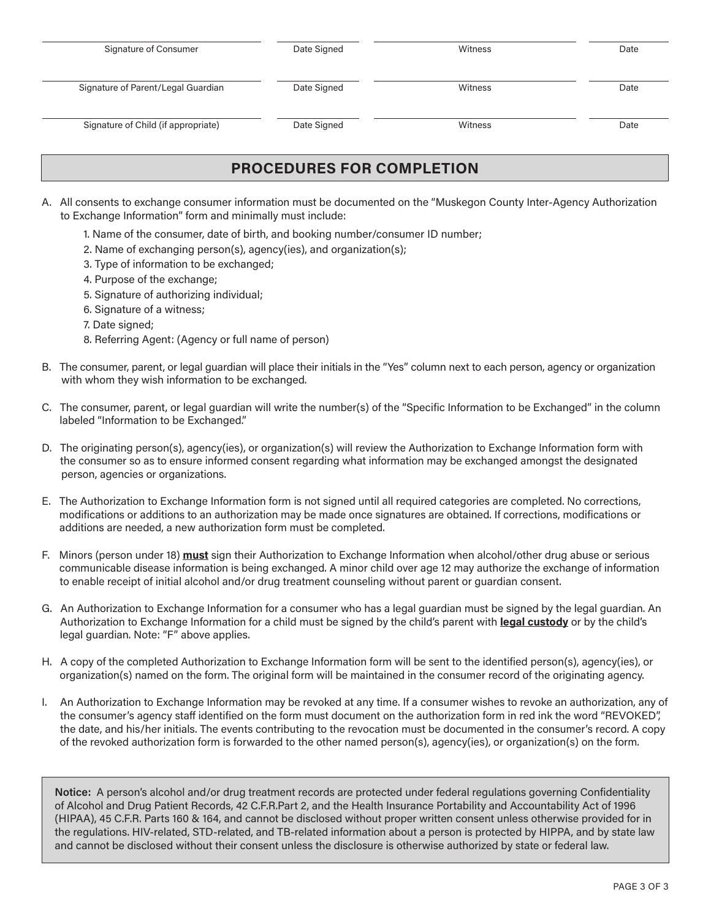| | | | |
|---|---|---|---|
| Signature of Consumer | Date Signed | Witness | Date |
| Signature of Parent/Legal Guardian | Date Signed | Witness | Date |
| Signature of Child (if appropriate) | Date Signed | Witness | Date |

## PROCEDURES FOR COMPLETION

A. All consents to exchange consumer information must be documented on the "Muskegon County Inter-Agency Authorization to Exchange Information" form and minimally must include:

1. Name of the consumer, date of birth, and booking number/consumer ID number;
2. Name of exchanging person(s), agency(ies), and organization(s);
3. Type of information to be exchanged;
4. Purpose of the exchange;
5. Signature of authorizing individual;
6. Signature of a witness;
7. Date signed;
8. Referring Agent: (Agency or full name of person)

B. The consumer, parent, or legal guardian will place their initials in the "Yes" column next to each person, agency or organization with whom they wish information to be exchanged.

C. The consumer, parent, or legal guardian will write the number(s) of the "Specific Information to be Exchanged" in the column labeled "Information to be Exchanged."

D. The originating person(s), agency(ies), or organization(s) will review the Authorization to Exchange Information form with the consumer so as to ensure informed consent regarding what information may be exchanged amongst the designated person, agencies or organizations.

E. The Authorization to Exchange Information form is not signed until all required categories are completed. No corrections, modifications or additions to an authorization may be made once signatures are obtained. If corrections, modifications or additions are needed, a new authorization form must be completed.

F. Minors (person under 18) **must** sign their Authorization to Exchange Information when alcohol/other drug abuse or serious communicable disease information is being exchanged. A minor child over age 12 may authorize the exchange of information to enable receipt of initial alcohol and/or drug treatment counseling without parent or guardian consent.

G. An Authorization to Exchange Information for a consumer who has a legal guardian must be signed by the legal guardian. An Authorization to Exchange Information for a child must be signed by the child's parent with **legal custody** or by the child's legal guardian. Note: "F" above applies.

H. A copy of the completed Authorization to Exchange Information form will be sent to the identified person(s), agency(ies), or organization(s) named on the form. The original form will be maintained in the consumer record of the originating agency.

I. An Authorization to Exchange Information may be revoked at any time. If a consumer wishes to revoke an authorization, any of the consumer's agency staff identified on the form must document on the authorization form in red ink the word "REVOKED", the date, and his/her initials. The events contributing to the revocation must be documented in the consumer's record. A copy of the revoked authorization form is forwarded to the other named person(s), agency(ies), or organization(s) on the form.

**Notice:** A person's alcohol and/or drug treatment records are protected under federal regulations governing Confidentiality of Alcohol and Drug Patient Records, 42 C.F.R.Part 2, and the Health Insurance Portability and Accountability Act of 1996 (HIPAA), 45 C.F.R. Parts 160 & 164, and cannot be disclosed without proper written consent unless otherwise provided for in the regulations. HIV-related, STD-related, and TB-related information about a person is protected by HIPPA, and by state law and cannot be disclosed without their consent unless the disclosure is otherwise authorized by state or federal law.